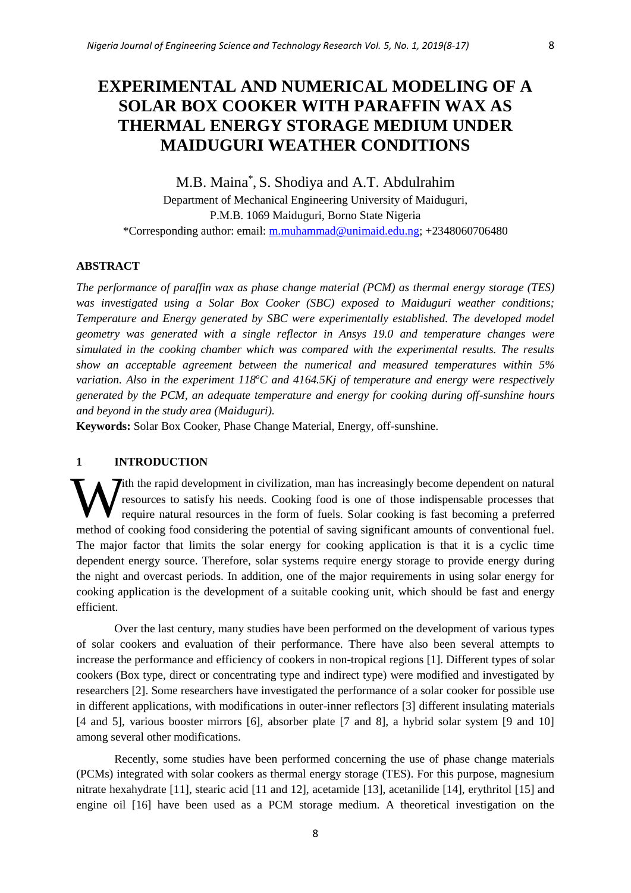# EXPERIMENTAL AND NUMERICAL MODELING OF A SOLAR BOX COOKER WITH PARAFFIN WAX AS THERMAL ENERGY STORAGE MEDIUM UNDER MAIDUGURI WEATHER CONDITIONS

M.B. Maina*, S. Shodiya and A.T. Abdulrahim

Department of Mechanical Engineering University of Maiduguri,
P.M.B. 1069 Maiduguri, Borno State Nigeria
*Corresponding author: email: m.muhammad@unimaid.edu.ng; +2348060706480

## ABSTRACT

*The performance of paraffin wax as phase change material (PCM) as thermal energy storage (TES) was investigated using a Solar Box Cooker (SBC) exposed to Maiduguri weather conditions; Temperature and Energy generated by SBC were experimentally established. The developed model geometry was generated with a single reflector in Ansys 19.0 and temperature changes were simulated in the cooking chamber which was compared with the experimental results. The results show an acceptable agreement between the numerical and measured temperatures within 5% variation. Also in the experiment 118°C and 4164.5Kj of temperature and energy were respectively generated by the PCM, an adequate temperature and energy for cooking during off-sunshine hours and beyond in the study area (Maiduguri).*

**Keywords:** Solar Box Cooker, Phase Change Material, Energy, off-sunshine.

## 1 INTRODUCTION

With the rapid development in civilization, man has increasingly become dependent on natural resources to satisfy his needs. Cooking food is one of those indispensable processes that require natural resources in the form of fuels. Solar cooking is fast becoming a preferred method of cooking food considering the potential of saving significant amounts of conventional fuel. The major factor that limits the solar energy for cooking application is that it is a cyclic time dependent energy source. Therefore, solar systems require energy storage to provide energy during the night and overcast periods. In addition, one of the major requirements in using solar energy for cooking application is the development of a suitable cooking unit, which should be fast and energy efficient.

Over the last century, many studies have been performed on the development of various types of solar cookers and evaluation of their performance. There have also been several attempts to increase the performance and efficiency of cookers in non-tropical regions [1]. Different types of solar cookers (Box type, direct or concentrating type and indirect type) were modified and investigated by researchers [2]. Some researchers have investigated the performance of a solar cooker for possible use in different applications, with modifications in outer-inner reflectors [3] different insulating materials [4 and 5], various booster mirrors [6], absorber plate [7 and 8], a hybrid solar system [9 and 10] among several other modifications.

Recently, some studies have been performed concerning the use of phase change materials (PCMs) integrated with solar cookers as thermal energy storage (TES). For this purpose, magnesium nitrate hexahydrate [11], stearic acid [11 and 12], acetamide [13], acetanilide [14], erythritol [15] and engine oil [16] have been used as a PCM storage medium. A theoretical investigation on the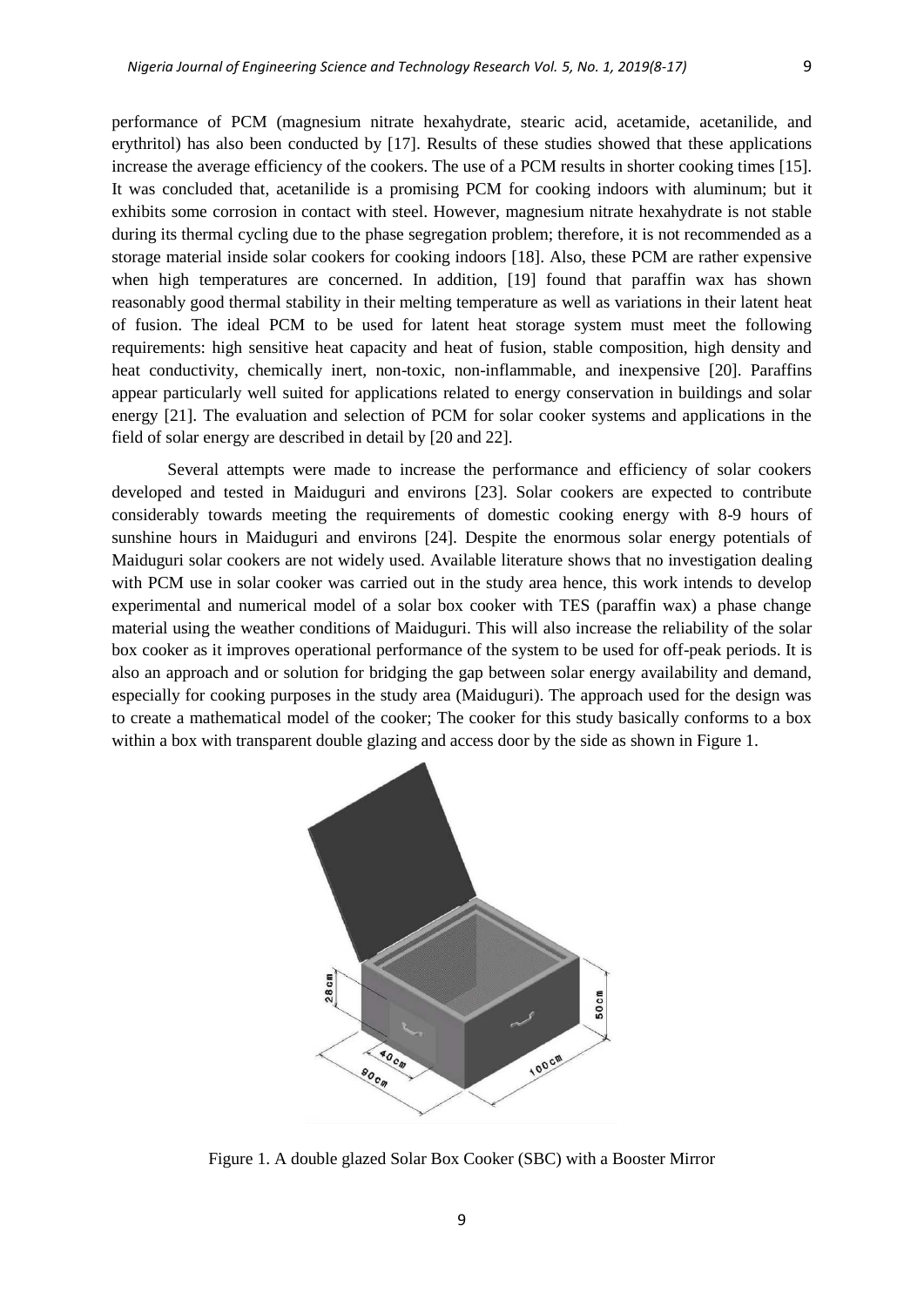performance of PCM (magnesium nitrate hexahydrate, stearic acid, acetamide, acetanilide, and erythritol) has also been conducted by [17]. Results of these studies showed that these applications increase the average efficiency of the cookers. The use of a PCM results in shorter cooking times [15]. It was concluded that, acetanilide is a promising PCM for cooking indoors with aluminum; but it exhibits some corrosion in contact with steel. However, magnesium nitrate hexahydrate is not stable during its thermal cycling due to the phase segregation problem; therefore, it is not recommended as a storage material inside solar cookers for cooking indoors [18]. Also, these PCM are rather expensive when high temperatures are concerned. In addition, [19] found that paraffin wax has shown reasonably good thermal stability in their melting temperature as well as variations in their latent heat of fusion. The ideal PCM to be used for latent heat storage system must meet the following requirements: high sensitive heat capacity and heat of fusion, stable composition, high density and heat conductivity, chemically inert, non-toxic, non-inflammable, and inexpensive [20]. Paraffins appear particularly well suited for applications related to energy conservation in buildings and solar energy [21]. The evaluation and selection of PCM for solar cooker systems and applications in the field of solar energy are described in detail by [20 and 22].

Several attempts were made to increase the performance and efficiency of solar cookers developed and tested in Maiduguri and environs [23]. Solar cookers are expected to contribute considerably towards meeting the requirements of domestic cooking energy with 8-9 hours of sunshine hours in Maiduguri and environs [24]. Despite the enormous solar energy potentials of Maiduguri solar cookers are not widely used. Available literature shows that no investigation dealing with PCM use in solar cooker was carried out in the study area hence, this work intends to develop experimental and numerical model of a solar box cooker with TES (paraffin wax) a phase change material using the weather conditions of Maiduguri. This will also increase the reliability of the solar box cooker as it improves operational performance of the system to be used for off-peak periods. It is also an approach and or solution for bridging the gap between solar energy availability and demand, especially for cooking purposes in the study area (Maiduguri). The approach used for the design was to create a mathematical model of the cooker; The cooker for this study basically conforms to a box within a box with transparent double glazing and access door by the side as shown in Figure 1.

Figure 1. A double glazed Solar Box Cooker (SBC) with a Booster Mirror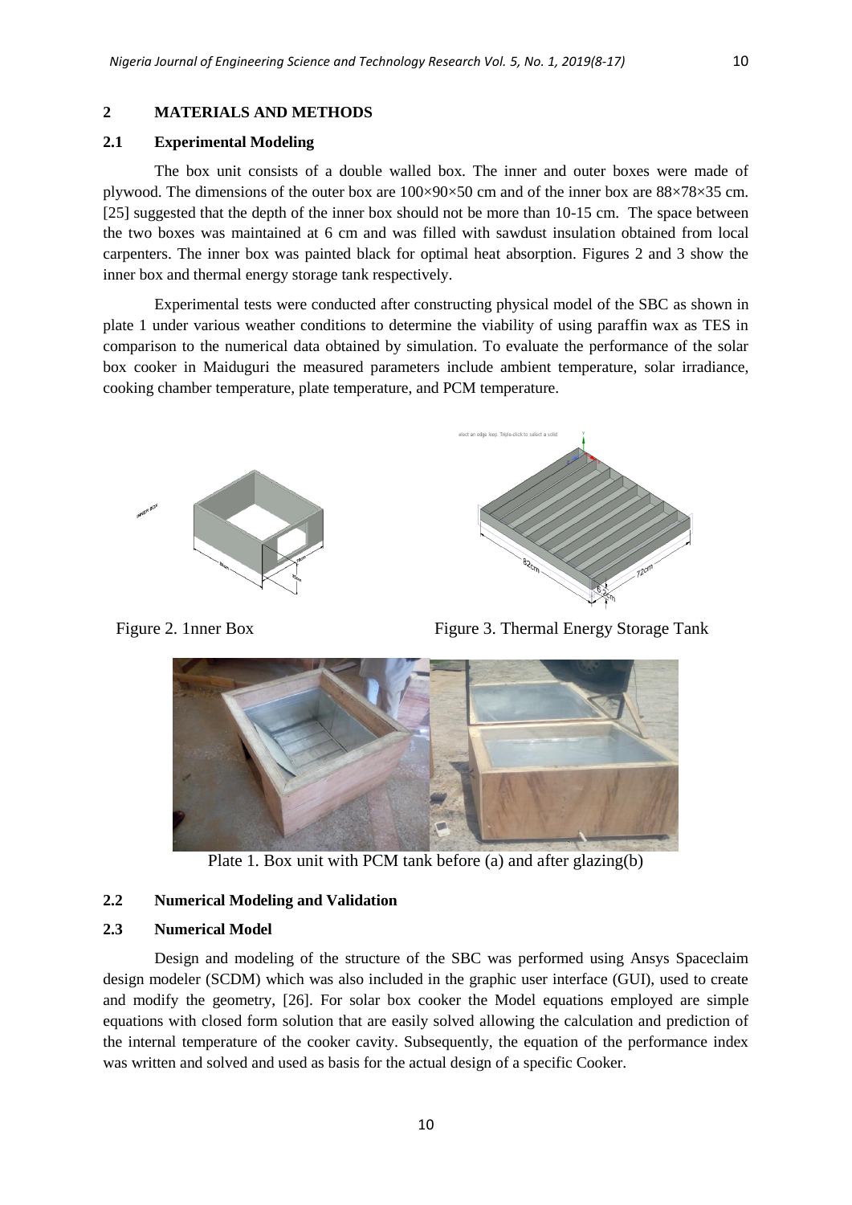## 2 MATERIALS AND METHODS

### 2.1 Experimental Modeling

The box unit consists of a double walled box. The inner and outer boxes were made of plywood. The dimensions of the outer box are 100×90×50 cm and of the inner box are 88×78×35 cm. [25] suggested that the depth of the inner box should not be more than 10-15 cm. The space between the two boxes was maintained at 6 cm and was filled with sawdust insulation obtained from local carpenters. The inner box was painted black for optimal heat absorption. Figures 2 and 3 show the inner box and thermal energy storage tank respectively.

Experimental tests were conducted after constructing physical model of the SBC as shown in plate 1 under various weather conditions to determine the viability of using paraffin wax as TES in comparison to the numerical data obtained by simulation. To evaluate the performance of the solar box cooker in Maiduguri the measured parameters include ambient temperature, solar irradiance, cooking chamber temperature, plate temperature, and PCM temperature.

Figure 2. 1nner Box

Figure 3. Thermal Energy Storage Tank

Plate 1. Box unit with PCM tank before (a) and after glazing(b)

### 2.2 Numerical Modeling and Validation

### 2.3 Numerical Model

Design and modeling of the structure of the SBC was performed using Ansys Spaceclaim design modeler (SCDM) which was also included in the graphic user interface (GUI), used to create and modify the geometry, [26]. For solar box cooker the Model equations employed are simple equations with closed form solution that are easily solved allowing the calculation and prediction of the internal temperature of the cooker cavity. Subsequently, the equation of the performance index was written and solved and used as basis for the actual design of a specific Cooker.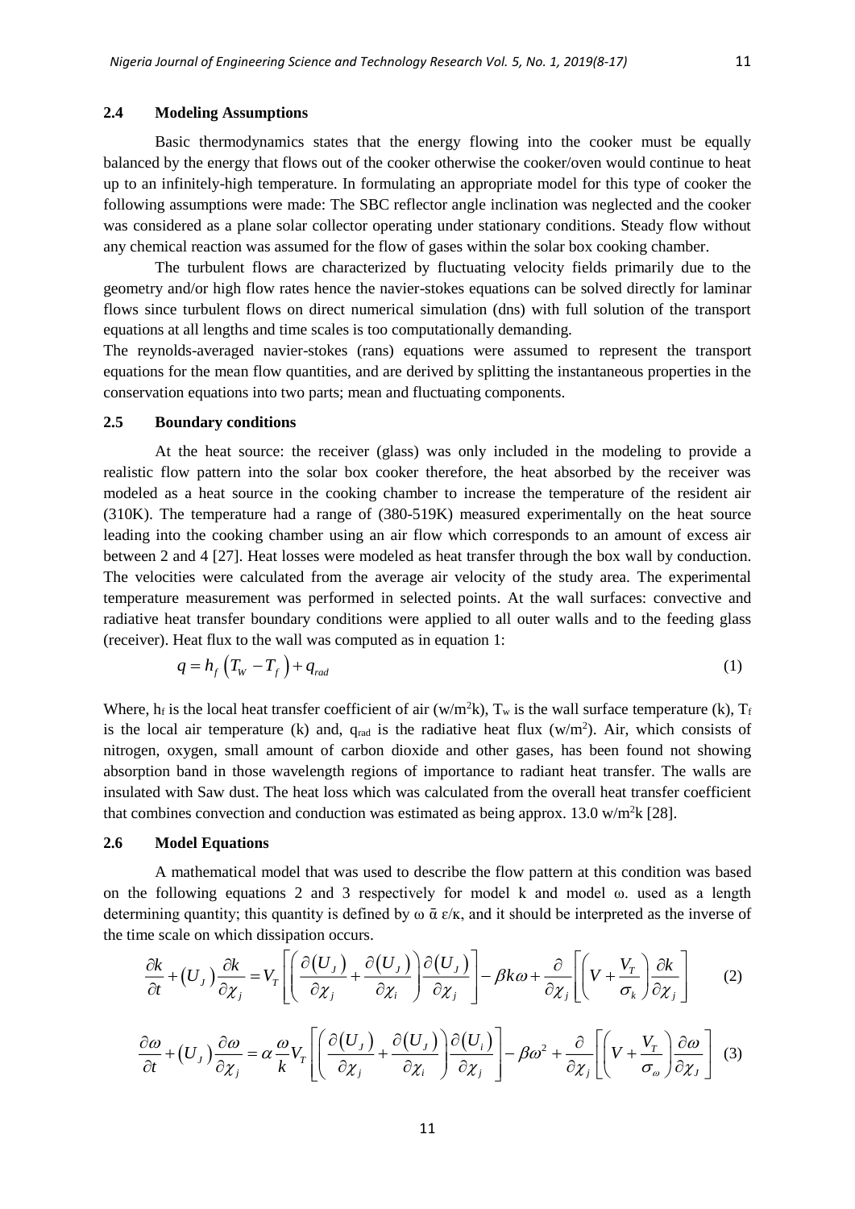### 2.4 Modeling Assumptions

Basic thermodynamics states that the energy flowing into the cooker must be equally balanced by the energy that flows out of the cooker otherwise the cooker/oven would continue to heat up to an infinitely-high temperature. In formulating an appropriate model for this type of cooker the following assumptions were made: The SBC reflector angle inclination was neglected and the cooker was considered as a plane solar collector operating under stationary conditions. Steady flow without any chemical reaction was assumed for the flow of gases within the solar box cooking chamber.

The turbulent flows are characterized by fluctuating velocity fields primarily due to the geometry and/or high flow rates hence the navier-stokes equations can be solved directly for laminar flows since turbulent flows on direct numerical simulation (dns) with full solution of the transport equations at all lengths and time scales is too computationally demanding.

The reynolds-averaged navier-stokes (rans) equations were assumed to represent the transport equations for the mean flow quantities, and are derived by splitting the instantaneous properties in the conservation equations into two parts; mean and fluctuating components.

### 2.5 Boundary conditions

At the heat source: the receiver (glass) was only included in the modeling to provide a realistic flow pattern into the solar box cooker therefore, the heat absorbed by the receiver was modeled as a heat source in the cooking chamber to increase the temperature of the resident air (310K). The temperature had a range of (380-519K) measured experimentally on the heat source leading into the cooking chamber using an air flow which corresponds to an amount of excess air between 2 and 4 [27]. Heat losses were modeled as heat transfer through the box wall by conduction. The velocities were calculated from the average air velocity of the study area. The experimental temperature measurement was performed in selected points. At the wall surfaces: convective and radiative heat transfer boundary conditions were applied to all outer walls and to the feeding glass (receiver). Heat flux to the wall was computed as in equation 1:

$$q = h_f \left( T_W - T_f \right) + q_{rad} \tag{1}$$

Where, $h_f$ is the local heat transfer coefficient of air (w/m$^2$k), $T_w$ is the wall surface temperature (k), $T_f$ is the local air temperature (k) and, $q_{rad}$ is the radiative heat flux (w/m$^2$). Air, which consists of nitrogen, oxygen, small amount of carbon dioxide and other gases, has been found not showing absorption band in those wavelength regions of importance to radiant heat transfer. The walls are insulated with Saw dust. The heat loss which was calculated from the overall heat transfer coefficient that combines convection and conduction was estimated as being approx. 13.0 w/m$^2$k [28].

### 2.6 Model Equations

A mathematical model that was used to describe the flow pattern at this condition was based on the following equations 2 and 3 respectively for model k and model ω. used as a length determining quantity; this quantity is defined by ω ᾱ ε/κ, and it should be interpreted as the inverse of the time scale on which dissipation occurs.

$$\frac{\partial k}{\partial t} + \left(U_J\right)\frac{\partial k}{\partial \chi_j} = V_T \left[ \left( \frac{\partial (U_J)}{\partial \chi_j} + \frac{\partial (U_J)}{\partial \chi_i} \right) \frac{\partial (U_J)}{\partial \chi_j} \right] - \beta k \omega + \frac{\partial}{\partial \chi_j} \left[ \left( V + \frac{V_T}{\sigma_k} \right) \frac{\partial k}{\partial \chi_j} \right] \tag{2}$$

$$\frac{\partial \omega}{\partial t} + \left(U_J\right)\frac{\partial \omega}{\partial \chi_j} = \alpha \frac{\omega}{k} V_T \left[ \left( \frac{\partial (U_J)}{\partial \chi_j} + \frac{\partial (U_J)}{\partial \chi_i} \right) \frac{\partial (U_i)}{\partial \chi_j} \right] - \beta \omega^2 + \frac{\partial}{\partial \chi_j} \left[ \left( V + \frac{V_T}{\sigma_\omega} \right) \frac{\partial \omega}{\partial \chi_J} \right] \tag{3}$$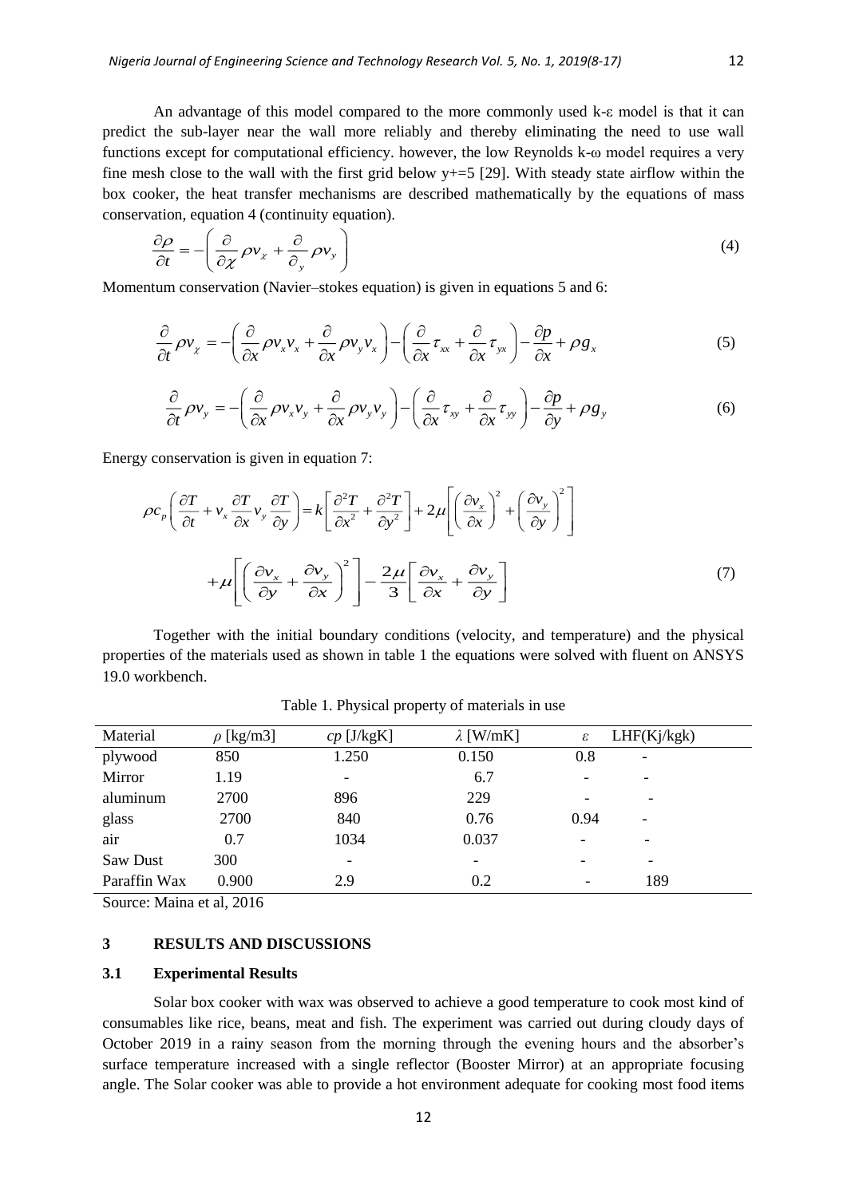An advantage of this model compared to the more commonly used k-ε model is that it can predict the sub-layer near the wall more reliably and thereby eliminating the need to use wall functions except for computational efficiency. however, the low Reynolds k-ω model requires a very fine mesh close to the wall with the first grid below y+=5 [29]. With steady state airflow within the box cooker, the heat transfer mechanisms are described mathematically by the equations of mass conservation, equation 4 (continuity equation).

$$\frac{\partial \rho}{\partial t} = -\left( \frac{\partial}{\partial \chi} \rho v_{\chi} + \frac{\partial}{\partial_{y}} \rho v_{y} \right) \tag{4}$$

Momentum conservation (Navier–stokes equation) is given in equations 5 and 6:

$$\frac{\partial}{\partial t} \rho v_{\chi} = -\left( \frac{\partial}{\partial x} \rho v_{x} v_{x} + \frac{\partial}{\partial x} \rho v_{y} v_{x} \right) - \left( \frac{\partial}{\partial x} \tau_{xx} + \frac{\partial}{\partial x} \tau_{yx} \right) - \frac{\partial p}{\partial x} + \rho g_{x} \tag{5}$$

$$\frac{\partial}{\partial t} \rho v_{y} = -\left( \frac{\partial}{\partial x} \rho v_{x} v_{y} + \frac{\partial}{\partial x} \rho v_{y} v_{y} \right) - \left( \frac{\partial}{\partial x} \tau_{xy} + \frac{\partial}{\partial x} \tau_{yy} \right) - \frac{\partial p}{\partial y} + \rho g_{y} \tag{6}$$

Energy conservation is given in equation 7:

$$\rho c_{p} \left( \frac{\partial T}{\partial t} + v_{x} \frac{\partial T}{\partial x} v_{y} \frac{\partial T}{\partial y} \right) = k \left[ \frac{\partial^{2} T}{\partial x^{2}} + \frac{\partial^{2} T}{\partial y^{2}} \right] + 2\mu \left[ \left( \frac{\partial v_{x}}{\partial x} \right)^{2} + \left( \frac{\partial v_{y}}{\partial y} \right)^{2} \right]$$

$$+ \mu \left[ \left( \frac{\partial v_{x}}{\partial y} + \frac{\partial v_{y}}{\partial x} \right)^{2} \right] - \frac{2\mu}{3} \left[ \frac{\partial v_{x}}{\partial x} + \frac{\partial v_{y}}{\partial y} \right] \tag{7}$$

Together with the initial boundary conditions (velocity, and temperature) and the physical properties of the materials used as shown in table 1 the equations were solved with fluent on ANSYS 19.0 workbench.

Table 1. Physical property of materials in use

| Material | $\rho$ [kg/m3] | $cp$ [J/kgK] | $\lambda$ [W/mK] | $\varepsilon$ | LHF(Kj/kgk) |
|---|---|---|---|---|---|
| plywood | 850 | 1.250 | 0.150 | 0.8 | - |
| Mirror | 1.19 | - | 6.7 | - | - |
| aluminum | 2700 | 896 | 229 | - | - |
| glass | 2700 | 840 | 0.76 | 0.94 | - |
| air | 0.7 | 1034 | 0.037 | - | - |
| Saw Dust | 300 | - | - | - | - |
| Paraffin Wax | 0.900 | 2.9 | 0.2 | - | 189 |

Source: Maina et al, 2016

## 3 RESULTS AND DISCUSSIONS

### 3.1 Experimental Results

Solar box cooker with wax was observed to achieve a good temperature to cook most kind of consumables like rice, beans, meat and fish. The experiment was carried out during cloudy days of October 2019 in a rainy season from the morning through the evening hours and the absorber's surface temperature increased with a single reflector (Booster Mirror) at an appropriate focusing angle. The Solar cooker was able to provide a hot environment adequate for cooking most food items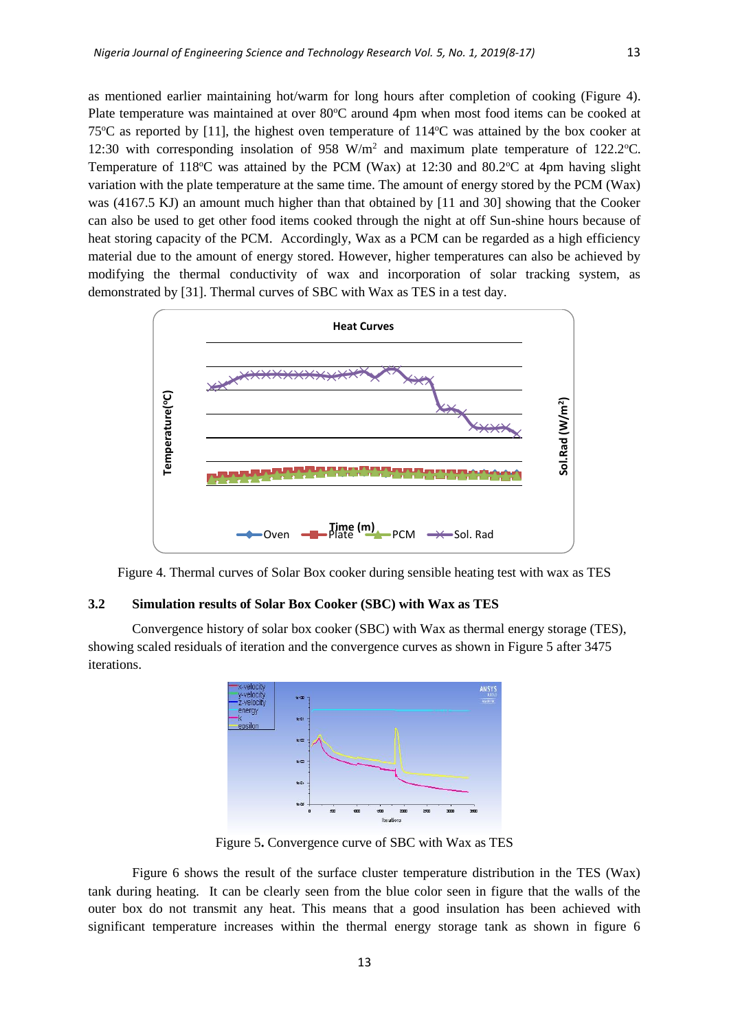as mentioned earlier maintaining hot/warm for long hours after completion of cooking (Figure 4). Plate temperature was maintained at over 80°C around 4pm when most food items can be cooked at 75°C as reported by [11], the highest oven temperature of 114°C was attained by the box cooker at 12:30 with corresponding insolation of 958 W/m² and maximum plate temperature of 122.2°C. Temperature of 118°C was attained by the PCM (Wax) at 12:30 and 80.2°C at 4pm having slight variation with the plate temperature at the same time. The amount of energy stored by the PCM (Wax) was (4167.5 KJ) an amount much higher than that obtained by [11 and 30] showing that the Cooker can also be used to get other food items cooked through the night at off Sun-shine hours because of heat storing capacity of the PCM. Accordingly, Wax as a PCM can be regarded as a high efficiency material due to the amount of energy stored. However, higher temperatures can also be achieved by modifying the thermal conductivity of wax and incorporation of solar tracking system, as demonstrated by [31]. Thermal curves of SBC with Wax as TES in a test day.

Figure 4. Thermal curves of Solar Box cooker during sensible heating test with wax as TES

### 3.2 Simulation results of Solar Box Cooker (SBC) with Wax as TES

Convergence history of solar box cooker (SBC) with Wax as thermal energy storage (TES), showing scaled residuals of iteration and the convergence curves as shown in Figure 5 after 3475 iterations.

Figure 5. Convergence curve of SBC with Wax as TES

Figure 6 shows the result of the surface cluster temperature distribution in the TES (Wax) tank during heating. It can be clearly seen from the blue color seen in figure that the walls of the outer box do not transmit any heat. This means that a good insulation has been achieved with significant temperature increases within the thermal energy storage tank as shown in figure 6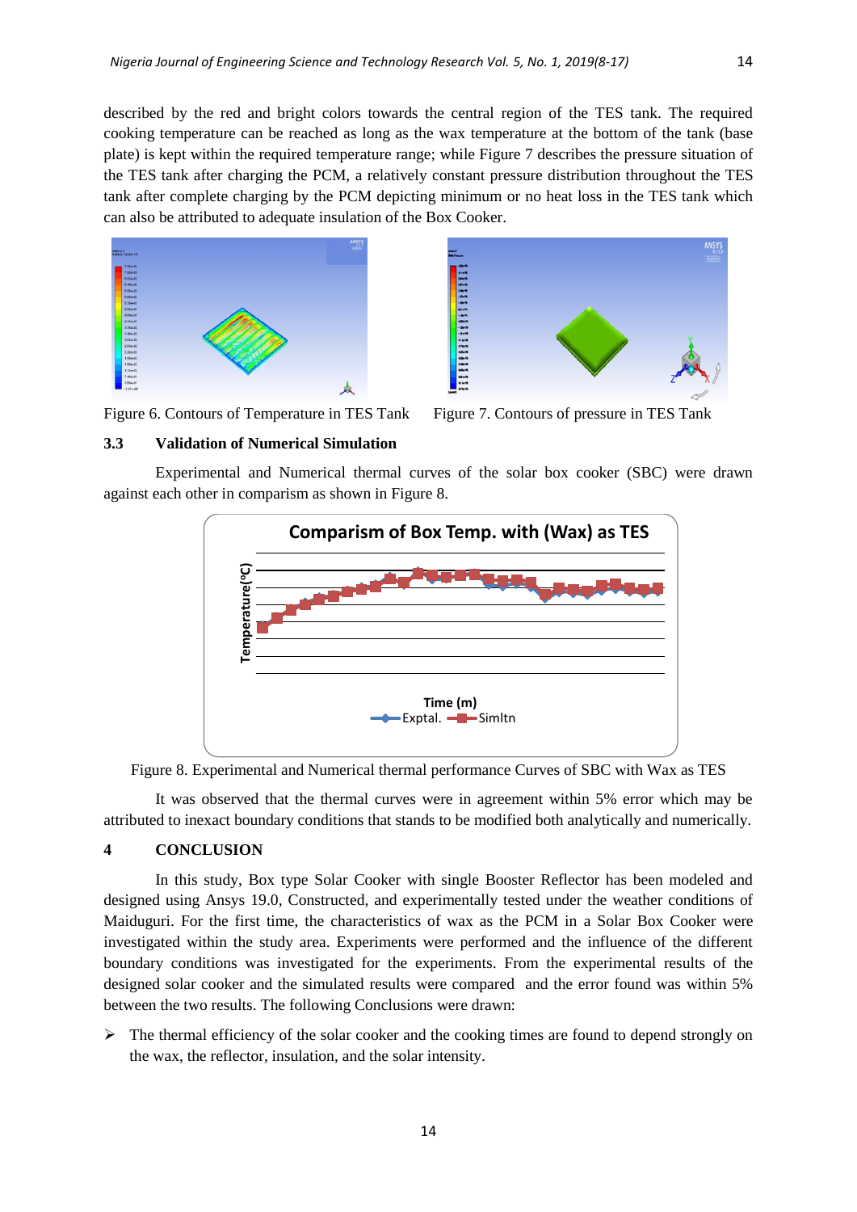described by the red and bright colors towards the central region of the TES tank. The required cooking temperature can be reached as long as the wax temperature at the bottom of the tank (base plate) is kept within the required temperature range; while Figure 7 describes the pressure situation of the TES tank after charging the PCM, a relatively constant pressure distribution throughout the TES tank after complete charging by the PCM depicting minimum or no heat loss in the TES tank which can also be attributed to adequate insulation of the Box Cooker.

Figure 6. Contours of Temperature in TES Tank

Figure 7. Contours of pressure in TES Tank

### 3.3 Validation of Numerical Simulation

Experimental and Numerical thermal curves of the solar box cooker (SBC) were drawn against each other in comparism as shown in Figure 8.

Figure 8. Experimental and Numerical thermal performance Curves of SBC with Wax as TES

It was observed that the thermal curves were in agreement within 5% error which may be attributed to inexact boundary conditions that stands to be modified both analytically and numerically.

## 4 CONCLUSION

In this study, Box type Solar Cooker with single Booster Reflector has been modeled and designed using Ansys 19.0, Constructed, and experimentally tested under the weather conditions of Maiduguri. For the first time, the characteristics of wax as the PCM in a Solar Box Cooker were investigated within the study area. Experiments were performed and the influence of the different boundary conditions was investigated for the experiments. From the experimental results of the designed solar cooker and the simulated results were compared and the error found was within 5% between the two results. The following Conclusions were drawn:

- The thermal efficiency of the solar cooker and the cooking times are found to depend strongly on the wax, the reflector, insulation, and the solar intensity.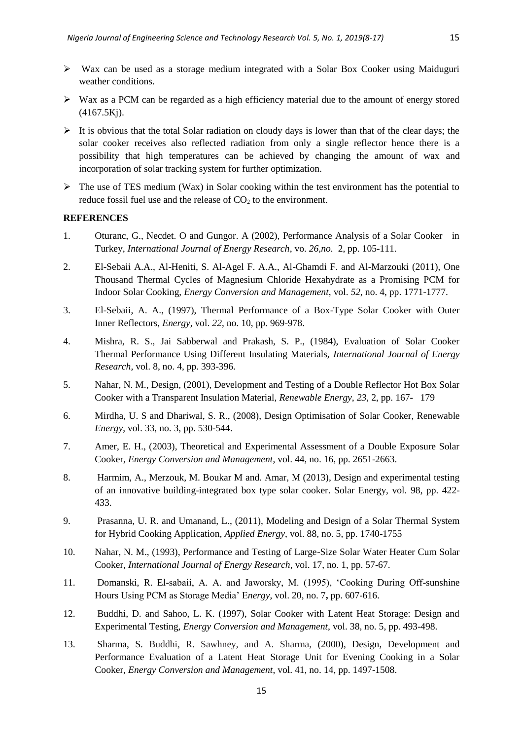- Wax can be used as a storage medium integrated with a Solar Box Cooker using Maiduguri weather conditions.
- Wax as a PCM can be regarded as a high efficiency material due to the amount of energy stored (4167.5Kj).
- It is obvious that the total Solar radiation on cloudy days is lower than that of the clear days; the solar cooker receives also reflected radiation from only a single reflector hence there is a possibility that high temperatures can be achieved by changing the amount of wax and incorporation of solar tracking system for further optimization.
- The use of TES medium (Wax) in Solar cooking within the test environment has the potential to reduce fossil fuel use and the release of $CO_2$ to the environment.

**REFERENCES**

1. Oturanc, G., Necdet. O and Gungor. A (2002), Performance Analysis of a Solar Cooker in Turkey, *International Journal of Energy Research*, vo. *26,no.* 2, pp. 105-111.
2. El-Sebaii A.A., Al-Heniti, S. Al-Agel F. A.A., Al-Ghamdi F. and Al-Marzouki (2011), One Thousand Thermal Cycles of Magnesium Chloride Hexahydrate as a Promising PCM for Indoor Solar Cooking, *Energy Conversion and Management*, vol. *52*, no. 4, pp. 1771-1777.
3. El-Sebaii, A. A., (1997), Thermal Performance of a Box-Type Solar Cooker with Outer Inner Reflectors, *Energy*, vol. *22*, no. 10, pp. 969-978.
4. Mishra, R. S., Jai Sabberwal and Prakash, S. P., (1984), Evaluation of Solar Cooker Thermal Performance Using Different Insulating Materials, *International Journal of Energy Research,* vol. 8, no. 4, pp. 393-396.
5. Nahar, N. M., Design, (2001), Development and Testing of a Double Reflector Hot Box Solar Cooker with a Transparent Insulation Material, *Renewable Energy*, *23*, 2, pp. 167- 179
6. Mirdha, U. S and Dhariwal, S. R., (2008), Design Optimisation of Solar Cooker, Renewable *Energy*, vol. 33, no. 3, pp. 530-544.
7. Amer, E. H., (2003), Theoretical and Experimental Assessment of a Double Exposure Solar Cooker, *Energy Conversion and Management*, vol. 44, no. 16, pp. 2651-2663.
8. Harmim, A., Merzouk, M. Boukar M and. Amar, M (2013), Design and experimental testing of an innovative building-integrated box type solar cooker. Solar Energy, vol. 98, pp. 422-433.
9. Prasanna, U. R. and Umanand, L., (2011), Modeling and Design of a Solar Thermal System for Hybrid Cooking Application, *Applied Energy*, vol. 88, no. 5, pp. 1740-1755
10. Nahar, N. M., (1993), Performance and Testing of Large-Size Solar Water Heater Cum Solar Cooker, *International Journal of Energy Research*, vol. 17, no. 1, pp. 57-67.
11. Domanski, R. El-sabaii, A. A. and Jaworsky, M. (1995), 'Cooking During Off-sunshine Hours Using PCM as Storage Media' E*nergy*, vol. 20, no. 7**,** pp. 607-616.
12. Buddhi, D. and Sahoo, L. K. (1997), Solar Cooker with Latent Heat Storage: Design and Experimental Testing, *Energy Conversion and Management*, vol. 38, no. 5, pp. 493-498.
13. Sharma, S. Buddhi, R. Sawhney, and A. Sharma, (2000), Design, Development and Performance Evaluation of a Latent Heat Storage Unit for Evening Cooking in a Solar Cooker, *Energy Conversion and Management*, vol. 41, no. 14, pp. 1497-1508.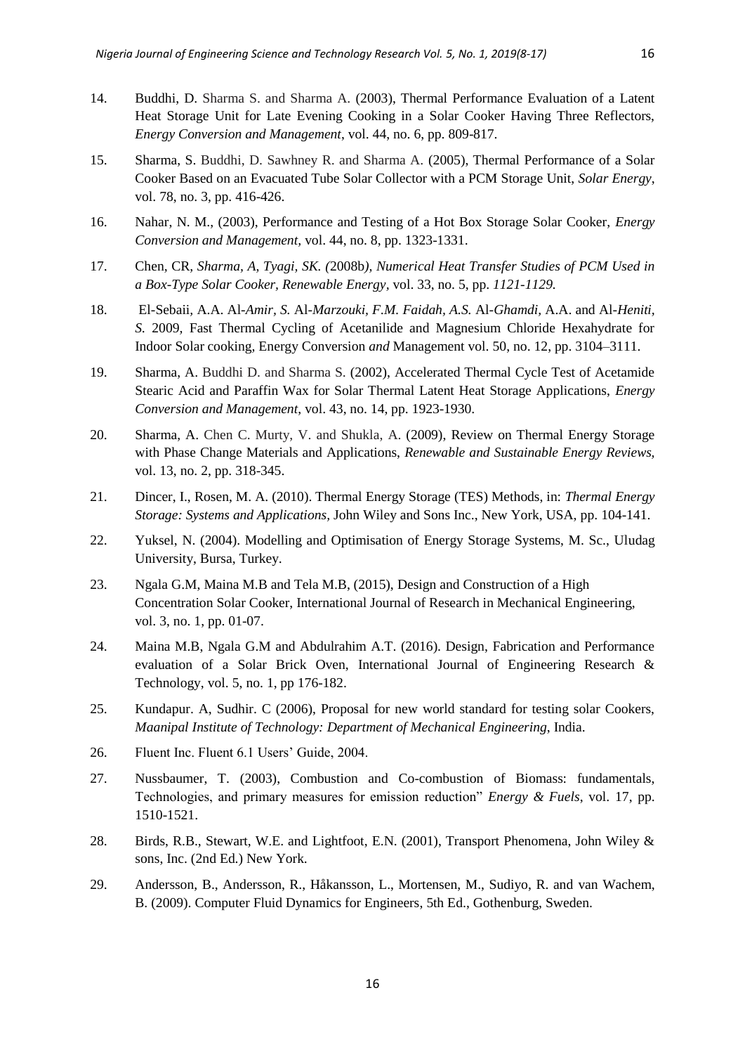14. Buddhi, D. Sharma S. and Sharma A. (2003), Thermal Performance Evaluation of a Latent Heat Storage Unit for Late Evening Cooking in a Solar Cooker Having Three Reflectors, *Energy Conversion and Management*, vol. 44, no. 6, pp. 809-817.

15. Sharma, S. Buddhi, D. Sawhney R. and Sharma A. (2005), Thermal Performance of a Solar Cooker Based on an Evacuated Tube Solar Collector with a PCM Storage Unit, *Solar Energy*, vol. 78, no. 3, pp. 416-426.

16. Nahar, N. M., (2003), Performance and Testing of a Hot Box Storage Solar Cooker, *Energy Conversion and Management*, vol. 44, no. 8, pp. 1323-1331.

17. Chen, CR, *Sharma, A, Tyagi, SK. (*2008b*), Numerical Heat Transfer Studies of PCM Used in a Box-Type Solar Cooker, Renewable Energy*, vol. 33, no. 5, pp. *1121-1129.*

18. El-Sebaii, A.A. Al-*Amir, S.* Al-*Marzouki, F.M. Faidah, A.S.* Al-*Ghamdi,* A.A. and Al-*Heniti, S.* 2009, Fast Thermal Cycling of Acetanilide and Magnesium Chloride Hexahydrate for Indoor Solar cooking, Energy Conversion *and* Management vol. 50, no. 12, pp. 3104–3111.

19. Sharma, A. Buddhi D. and Sharma S. (2002), Accelerated Thermal Cycle Test of Acetamide Stearic Acid and Paraffin Wax for Solar Thermal Latent Heat Storage Applications, *Energy Conversion and Management*, vol. 43, no. 14, pp. 1923-1930.

20. Sharma, A. Chen C. Murty, V. and Shukla, A. (2009), Review on Thermal Energy Storage with Phase Change Materials and Applications, *Renewable and Sustainable Energy Reviews*, vol. 13, no. 2, pp. 318-345.

21. Dincer, I., Rosen, M. A. (2010). Thermal Energy Storage (TES) Methods, in: *Thermal Energy Storage: Systems and Applications*, John Wiley and Sons Inc., New York, USA, pp. 104-141.

22. Yuksel, N. (2004). Modelling and Optimisation of Energy Storage Systems, M. Sc., Uludag University, Bursa, Turkey.

23. Ngala G.M, Maina M.B and Tela M.B, (2015), Design and Construction of a High Concentration Solar Cooker, International Journal of Research in Mechanical Engineering, vol. 3, no. 1, pp. 01-07.

24. Maina M.B, Ngala G.M and Abdulrahim A.T. (2016). Design, Fabrication and Performance evaluation of a Solar Brick Oven, International Journal of Engineering Research & Technology, vol. 5, no. 1, pp 176-182.

25. Kundapur. A, Sudhir. C (2006), Proposal for new world standard for testing solar Cookers, *Maanipal Institute of Technology: Department of Mechanical Engineering*, India.

26. Fluent Inc. Fluent 6.1 Users' Guide, 2004.

27. Nussbaumer, T. (2003), Combustion and Co-combustion of Biomass: fundamentals, Technologies, and primary measures for emission reduction" *Energy & Fuels*, vol. 17, pp. 1510-1521.

28. Birds, R.B., Stewart, W.E. and Lightfoot, E.N. (2001), Transport Phenomena, John Wiley & sons, Inc. (2nd Ed.) New York.

29. Andersson, B., Andersson, R., Håkansson, L., Mortensen, M., Sudiyo, R. and van Wachem, B. (2009). Computer Fluid Dynamics for Engineers, 5th Ed., Gothenburg, Sweden.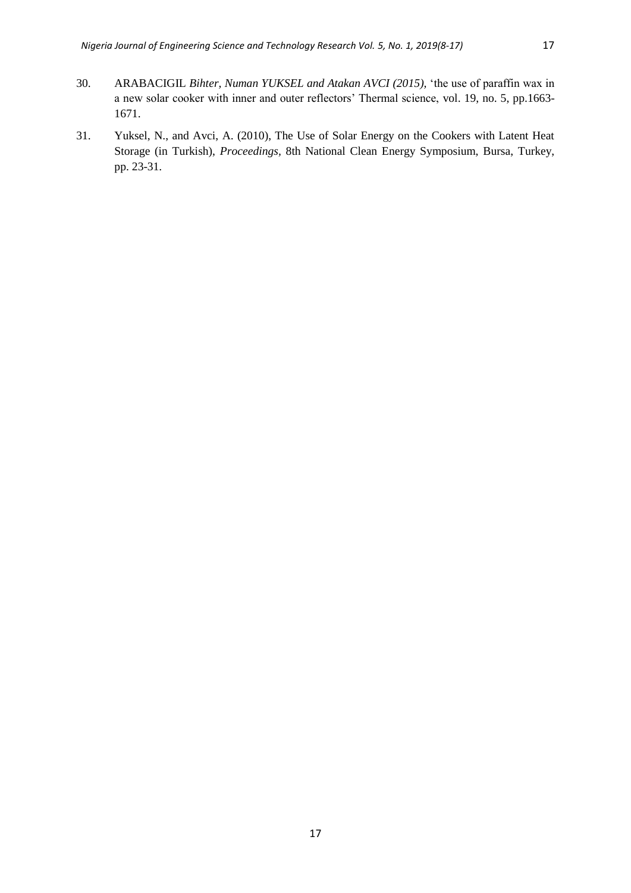30. ARABACIGIL *Bihter, Numan YUKSEL and Atakan AVCI (2015)*, 'the use of paraffin wax in a new solar cooker with inner and outer reflectors' Thermal science, vol. 19, no. 5, pp.1663-1671.

31. Yuksel, N., and Avci, A. (2010), The Use of Solar Energy on the Cookers with Latent Heat Storage (in Turkish), *Proceedings*, 8th National Clean Energy Symposium, Bursa, Turkey, pp. 23-31.